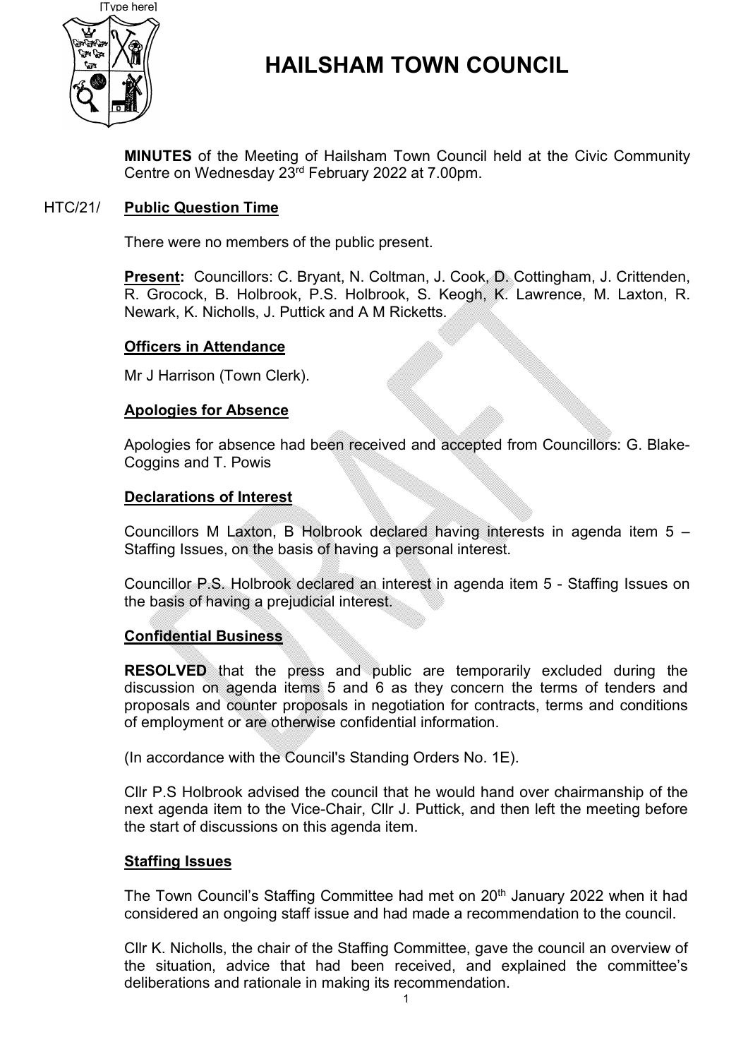[Type here]

# HAILSHAM TOWN COUNCIL

**MINUTES** of the Meeting of Hailsham Town Council held at the Civic Community Centre on Wednesday 23rd February 2022 at 7.00pm.

HTC/21/ **Public Question Time**

There were no members of the public present.

**Present:** Councillors: C. Bryant, N. Coltman, J. Cook, D. Cottingham, J. Crittenden, R. Grocock, B. Holbrook, P.S. Holbrook, S. Keogh, K. Lawrence, M. Laxton, R. Newark, K. Nicholls, J. Puttick and A M Ricketts.

**Officers in Attendance**

Mr J Harrison (Town Clerk).

**Apologies for Absence**

Apologies for absence had been received and accepted from Councillors: G. Blake-Coggins and T. Powis

**Declarations of Interest**

Councillors M Laxton, B Holbrook declared having interests in agenda item 5 – Staffing Issues, on the basis of having a personal interest.

Councillor P.S. Holbrook declared an interest in agenda item 5 - Staffing Issues on the basis of having a prejudicial interest.

**Confidential Business**

**RESOLVED** that the press and public are temporarily excluded during the discussion on agenda items 5 and 6 as they concern the terms of tenders and proposals and counter proposals in negotiation for contracts, terms and conditions of employment or are otherwise confidential information.

(In accordance with the Council's Standing Orders No. 1E).

Cllr P.S Holbrook advised the council that he would hand over chairmanship of the next agenda item to the Vice-Chair, Cllr J. Puttick, and then left the meeting before the start of discussions on this agenda item.

**Staffing Issues**

The Town Council's Staffing Committee had met on 20th January 2022 when it had considered an ongoing staff issue and had made a recommendation to the council.

Cllr K. Nicholls, the chair of the Staffing Committee, gave the council an overview of the situation, advice that had been received, and explained the committee's deliberations and rationale in making its recommendation.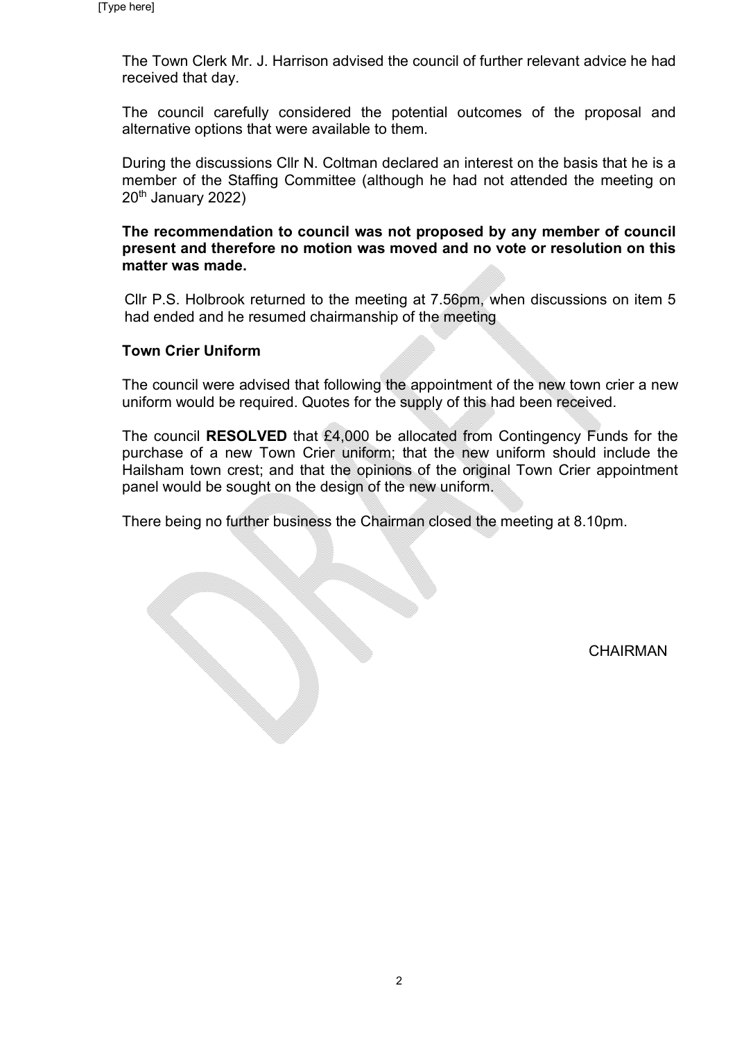The Town Clerk Mr. J. Harrison advised the council of further relevant advice he had received that day.

The council carefully considered the potential outcomes of the proposal and alternative options that were available to them.

During the discussions Cllr N. Coltman declared an interest on the basis that he is a member of the Staffing Committee (although he had not attended the meeting on 20th January 2022)

**The recommendation to council was not proposed by any member of council present and therefore no motion was moved and no vote or resolution on this matter was made.**

Cllr P.S. Holbrook returned to the meeting at 7.56pm, when discussions on item 5 had ended and he resumed chairmanship of the meeting

**Town Crier Uniform**

The council were advised that following the appointment of the new town crier a new uniform would be required. Quotes for the supply of this had been received.

The council **RESOLVED** that £4,000 be allocated from Contingency Funds for the purchase of a new Town Crier uniform; that the new uniform should include the Hailsham town crest; and that the opinions of the original Town Crier appointment panel would be sought on the design of the new uniform.

There being no further business the Chairman closed the meeting at 8.10pm.

CHAIRMAN